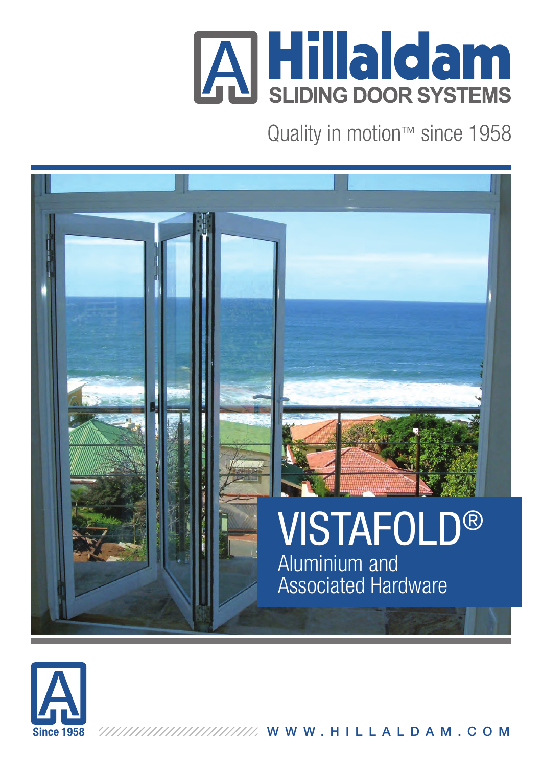# Hillaldam

SLIDING DOOR SYSTEMS

Quality in motion™ since 1958

# VISTAFOLD®

## Aluminium and Associated Hardware

Since 1958

WWW.HILLALDAM.COM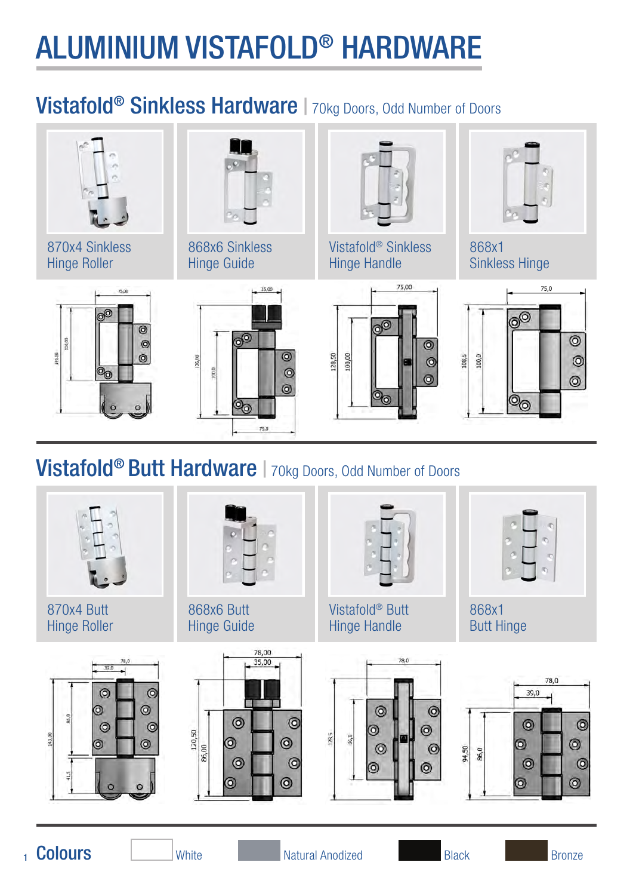# ALUMINIUM VISTAFOLD® HARDWARE

## Vistafold® Sinkless Hardware | 70kg Doors, Odd Number of Doors

870x4 Sinkless Hinge Roller

868x6 Sinkless Hinge Guide

Vistafold® Sinkless Hinge Handle

868x1 Sinkless Hinge

## Vistafold® Butt Hardware | 70kg Doors, Odd Number of Doors

870x4 Butt Hinge Roller

868x6 Butt Hinge Guide

Vistafold® Butt Hinge Handle

868x1 Butt Hinge

## Colours

White

Natural Anodized

Black

Bronze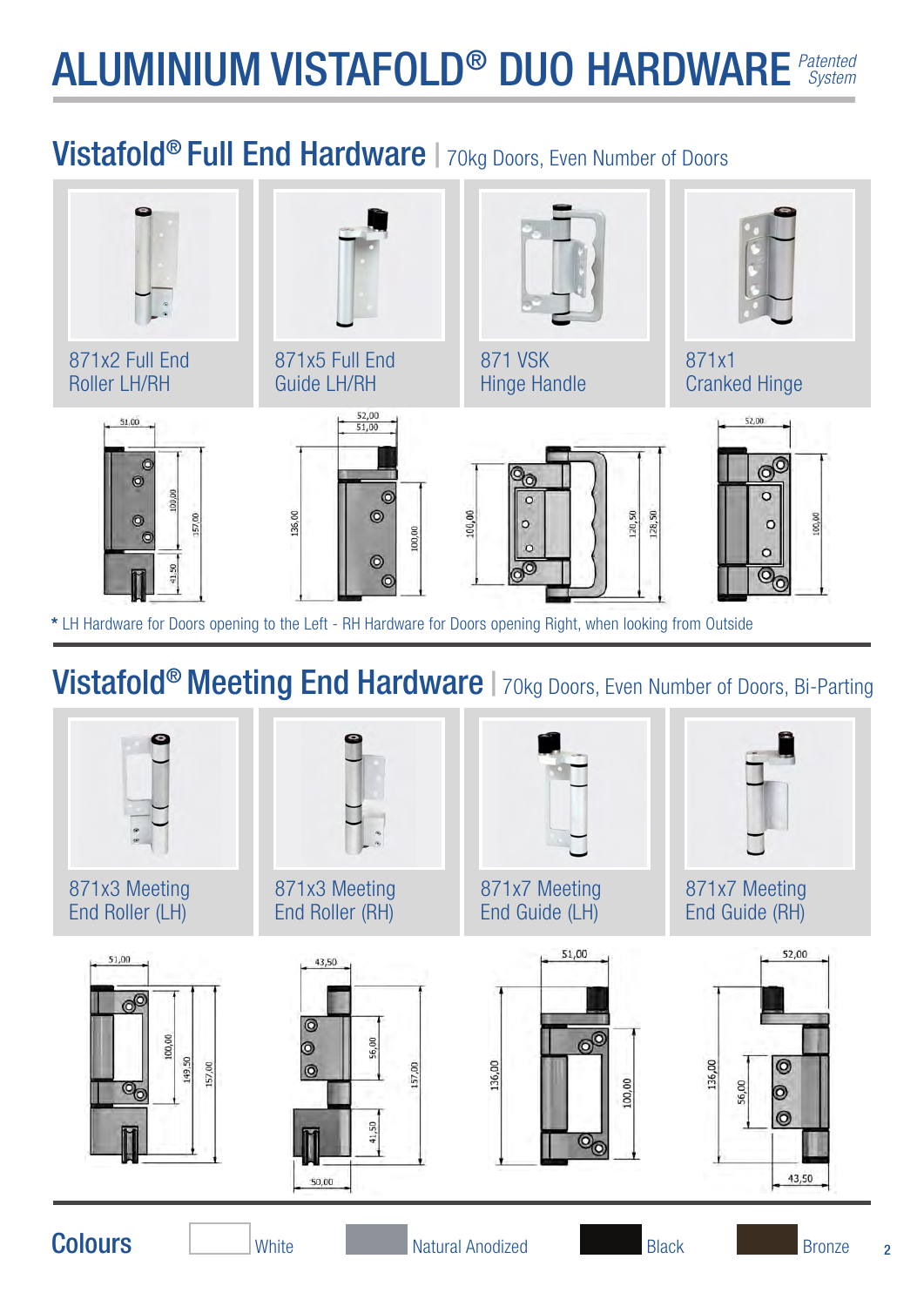# ALUMINIUM VISTAFOLD® DUO HARDWARE *Patented System*

## Vistafold® Full End Hardware | 70kg Doors, Even Number of Doors

871x2 Full End Roller LH/RH

871x5 Full End Guide LH/RH

871 VSK Hinge Handle

871x1 Cranked Hinge

51,00 | 100,00 | 157,00 | 41,50

52,00 | 51,00 | 136,00 | 100,00

100,00 | 120,50 | 128,50

52,00 | 100,00

* LH Hardware for Doors opening to the Left - RH Hardware for Doors opening Right, when looking from Outside

## Vistafold® Meeting End Hardware | 70kg Doors, Even Number of Doors, Bi-Parting

871x3 Meeting End Roller (LH)

871x3 Meeting End Roller (RH)

871x7 Meeting End Guide (LH)

871x7 Meeting End Guide (RH)

51,00 | 100,00 | 149,50 | 157,00

43,50 | 56,00 | 157,00 | 41,50 | 50,00

51,00 | 136,00 | 100,00

52,00 | 136,00 | 56,00 | 43,50

## Colours

White | Natural Anodized | Black | Bronze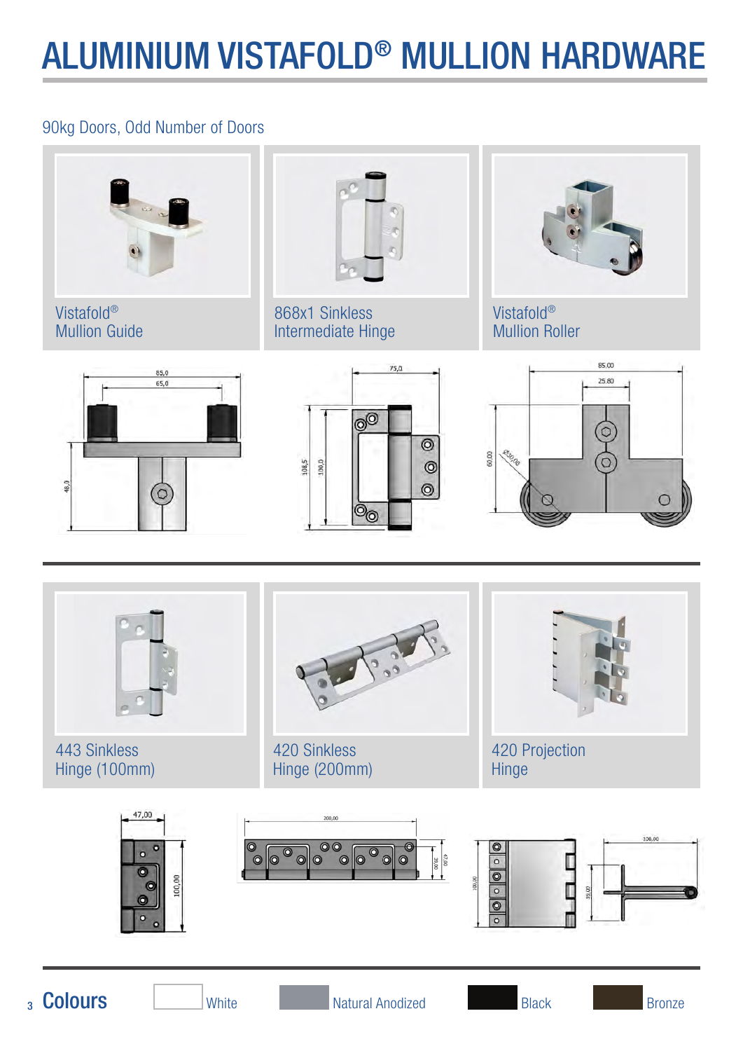# ALUMINIUM VISTAFOLD® MULLION HARDWARE

90kg Doors, Odd Number of Doors

Vistafold®
Mullion Guide

868x1 Sinkless
Intermediate Hinge

Vistafold®
Mullion Roller

85,0

65,0

48,0

75,0

108,5

100,0

85.00

25.80

60.00

Ø50.00

443 Sinkless
Hinge (100mm)

420 Sinkless
Hinge (200mm)

420 Projection
Hinge

47,00

100,00

200,00

39,00

47,00

100,00

106,00

39,00

## Colours

White

Natural Anodized

Black

Bronze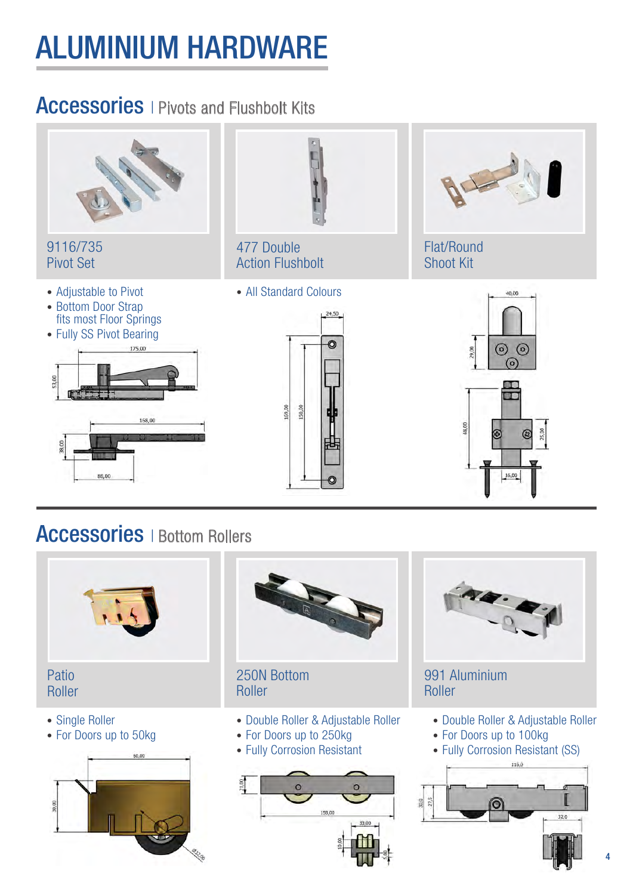# ALUMINIUM HARDWARE

## Accessories | Pivots and Flushbolt Kits

### 9116/735 Pivot Set

- Adjustable to Pivot
- Bottom Door Strap fits most Floor Springs
- Fully SS Pivot Bearing

### 477 Double Action Flushbolt

- All Standard Colours

### Flat/Round Shoot Kit

## Accessories | Bottom Rollers

### Patio Roller

- Single Roller
- For Doors up to 50kg

### 250N Bottom Roller

- Double Roller & Adjustable Roller
- For Doors up to 250kg
- Fully Corrosion Resistant

### 991 Aluminium Roller

- Double Roller & Adjustable Roller
- For Doors up to 100kg
- Fully Corrosion Resistant (SS)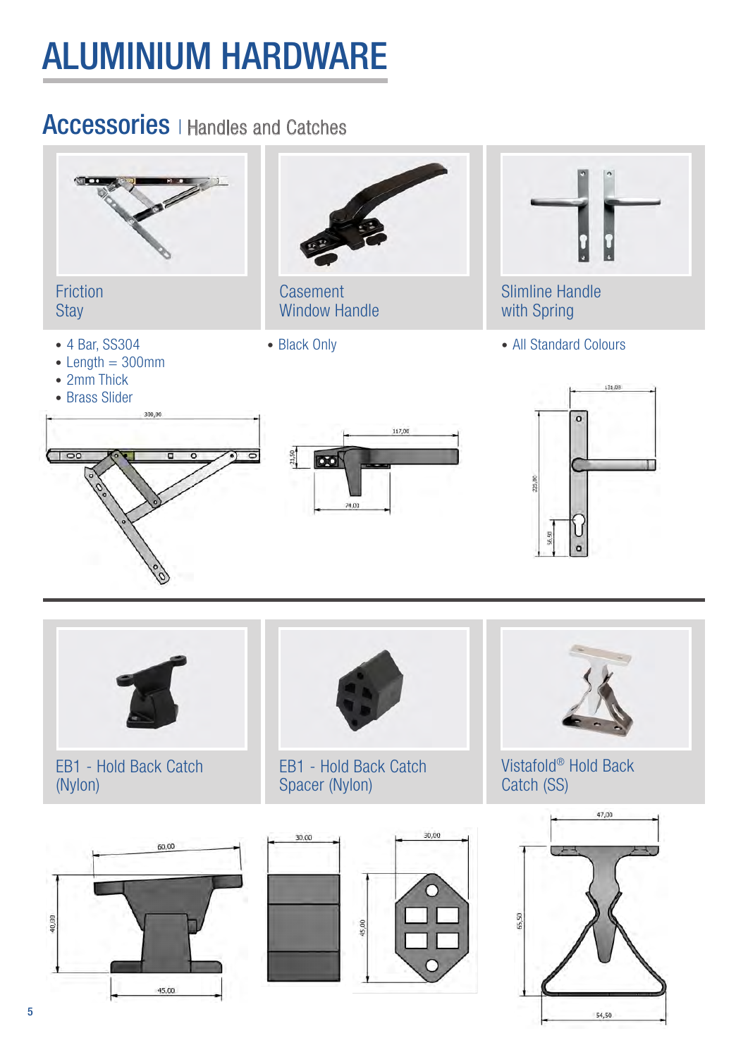# ALUMINIUM HARDWARE

## Accessories | Handles and Catches

### Friction Stay

- 4 Bar, SS304
- Length = 300mm
- 2mm Thick
- Brass Slider

### Casement Window Handle

- Black Only

### Slimline Handle with Spring

- All Standard Colours

### EB1 - Hold Back Catch (Nylon)

### EB1 - Hold Back Catch Spacer (Nylon)

### Vistafold® Hold Back Catch (SS)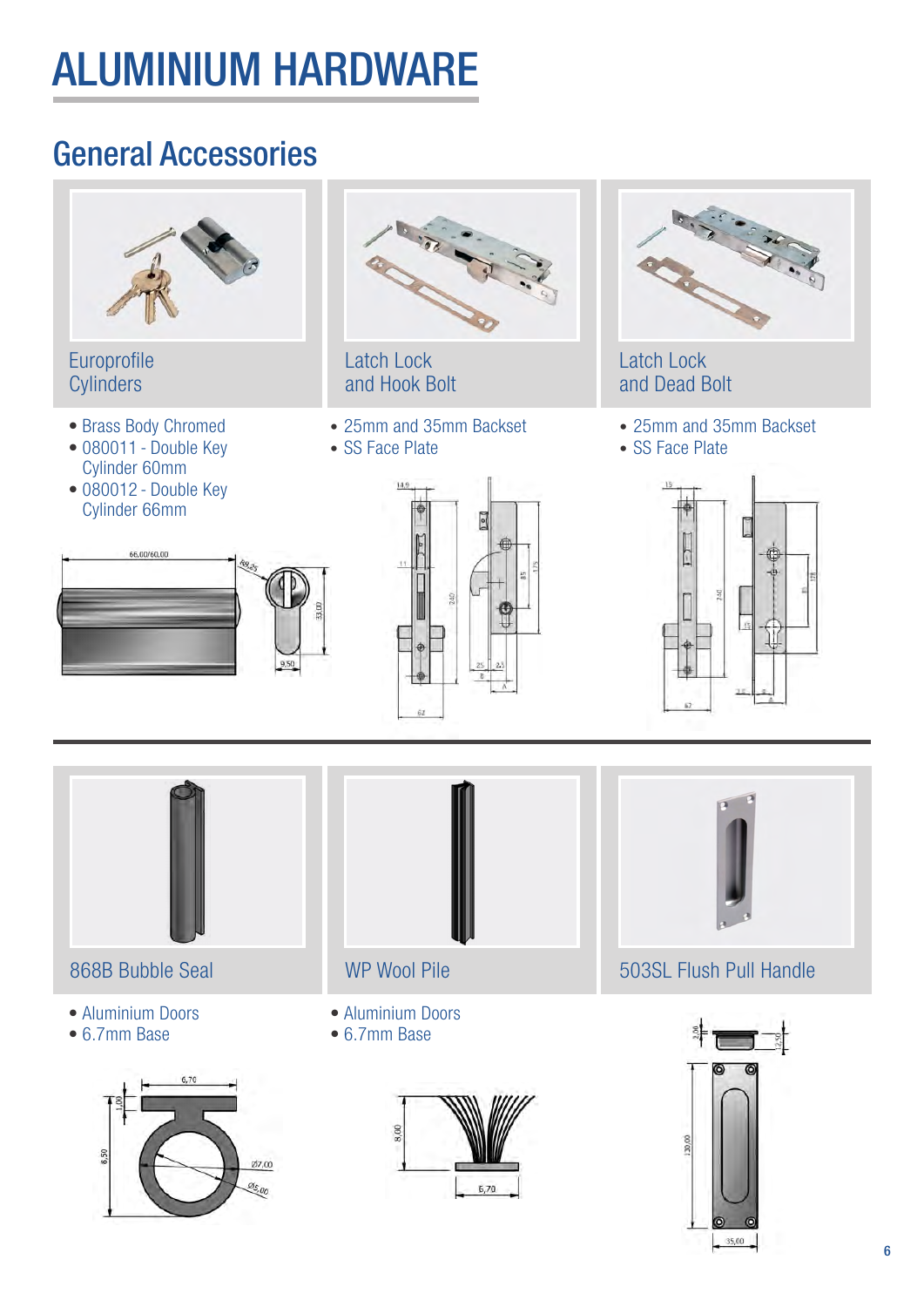# ALUMINIUM HARDWARE

## General Accessories

### Europrofile Cylinders

- Brass Body Chromed
- 080011 - Double Key Cylinder 60mm
- 080012 - Double Key Cylinder 66mm

### Latch Lock and Hook Bolt

- 25mm and 35mm Backset
- SS Face Plate

### Latch Lock and Dead Bolt

- 25mm and 35mm Backset
- SS Face Plate

### 868B Bubble Seal

- Aluminium Doors
- 6.7mm Base

### WP Wool Pile

- Aluminium Doors
- 6.7mm Base

### 503SL Flush Pull Handle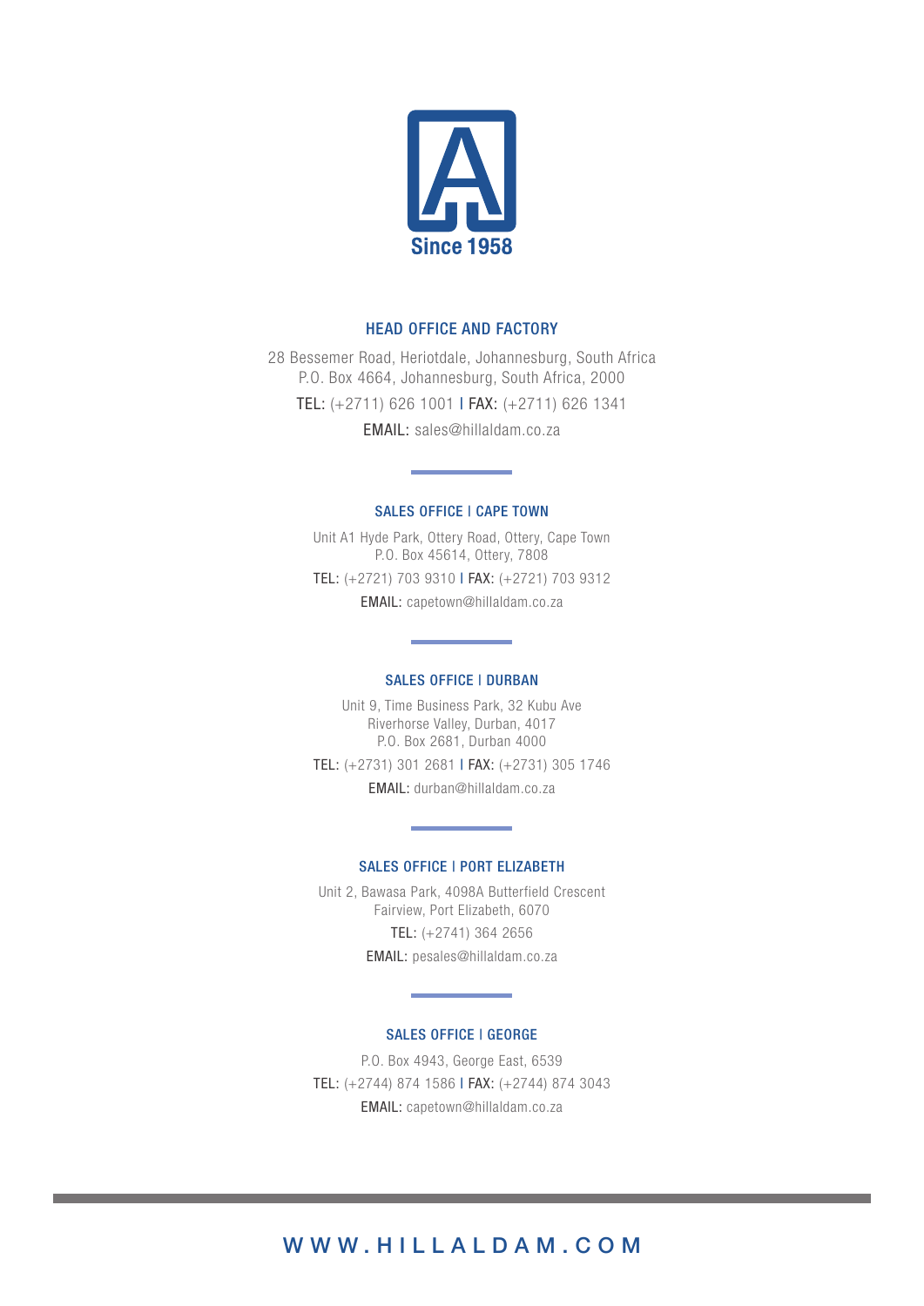Since 1958

## HEAD OFFICE AND FACTORY

28 Bessemer Road, Heriotdale, Johannesburg, South Africa
P.O. Box 4664, Johannesburg, South Africa, 2000

TEL: (+2711) 626 1001 I FAX: (+2711) 626 1341

EMAIL: sales@hillaldam.co.za

## SALES OFFICE I CAPE TOWN

Unit A1 Hyde Park, Ottery Road, Ottery, Cape Town
P.O. Box 45614, Ottery, 7808

TEL: (+2721) 703 9310 I FAX: (+2721) 703 9312

EMAIL: capetown@hillaldam.co.za

## SALES OFFICE I DURBAN

Unit 9, Time Business Park, 32 Kubu Ave
Riverhorse Valley, Durban, 4017
P.O. Box 2681, Durban 4000

TEL: (+2731) 301 2681 I FAX: (+2731) 305 1746

EMAIL: durban@hillaldam.co.za

## SALES OFFICE I PORT ELIZABETH

Unit 2, Bawasa Park, 4098A Butterfield Crescent
Fairview, Port Elizabeth, 6070

TEL: (+2741) 364 2656

EMAIL: pesales@hillaldam.co.za

## SALES OFFICE I GEORGE

P.O. Box 4943, George East, 6539

TEL: (+2744) 874 1586 I FAX: (+2744) 874 3043

EMAIL: capetown@hillaldam.co.za

WWW.HILLALDAM.COM